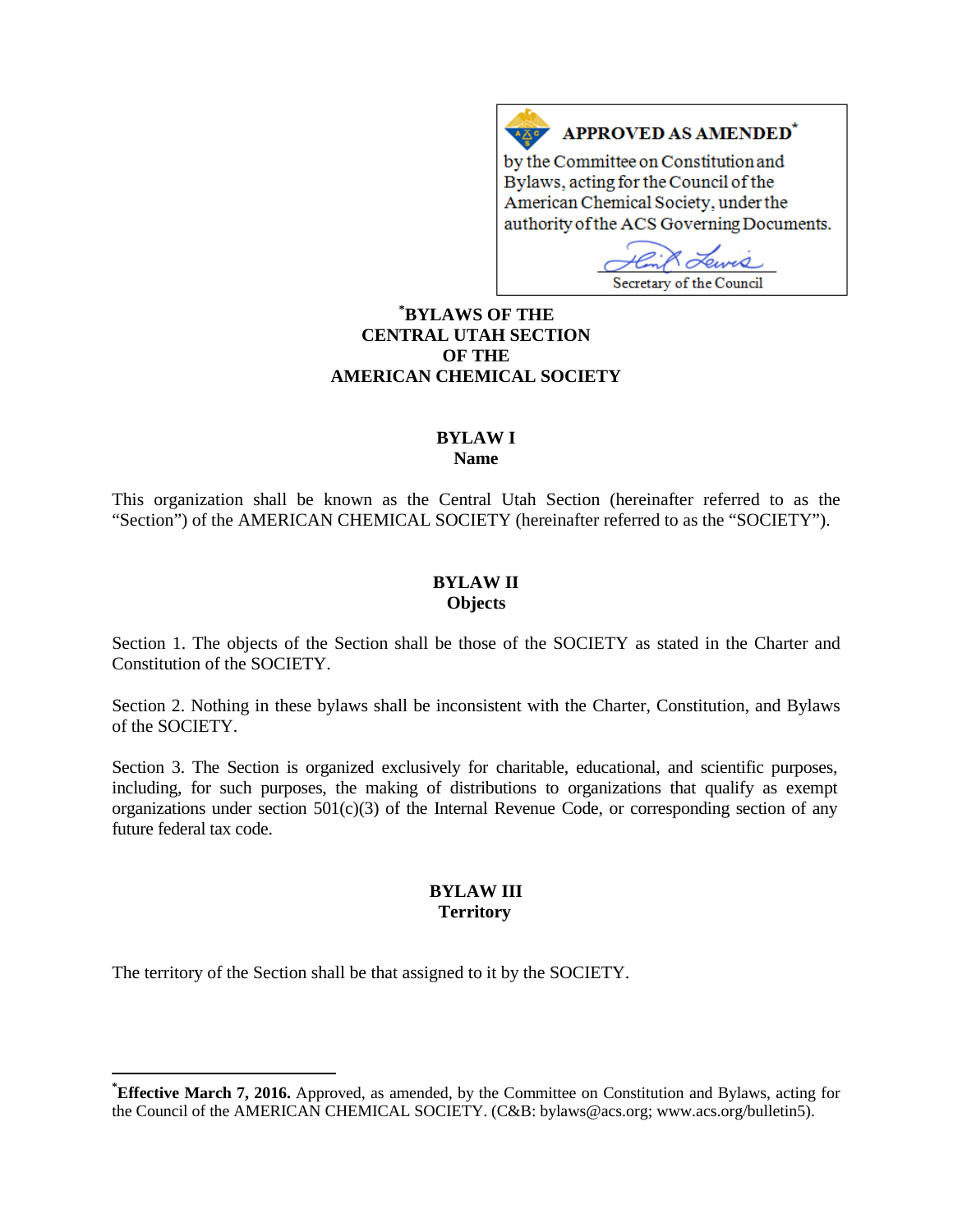**APPROVED AS AMENDED***

by the Committee on Constitution and Bylaws, acting for the Council of the American Chemical Society, under the authority of the ACS Governing Documents.

Secretary of the Council

# *BYLAWS OF THE CENTRAL UTAH SECTION OF THE AMERICAN CHEMICAL SOCIETY

## BYLAW I
### Name

This organization shall be known as the Central Utah Section (hereinafter referred to as the "Section") of the AMERICAN CHEMICAL SOCIETY (hereinafter referred to as the "SOCIETY").

## BYLAW II
### Objects

Section 1. The objects of the Section shall be those of the SOCIETY as stated in the Charter and Constitution of the SOCIETY.

Section 2. Nothing in these bylaws shall be inconsistent with the Charter, Constitution, and Bylaws of the SOCIETY.

Section 3. The Section is organized exclusively for charitable, educational, and scientific purposes, including, for such purposes, the making of distributions to organizations that qualify as exempt organizations under section 501(c)(3) of the Internal Revenue Code, or corresponding section of any future federal tax code.

## BYLAW III
### Territory

The territory of the Section shall be that assigned to it by the SOCIETY.

---

***Effective March 7, 2016.** Approved, as amended, by the Committee on Constitution and Bylaws, acting for the Council of the AMERICAN CHEMICAL SOCIETY. (C&B: bylaws@acs.org; www.acs.org/bulletin5).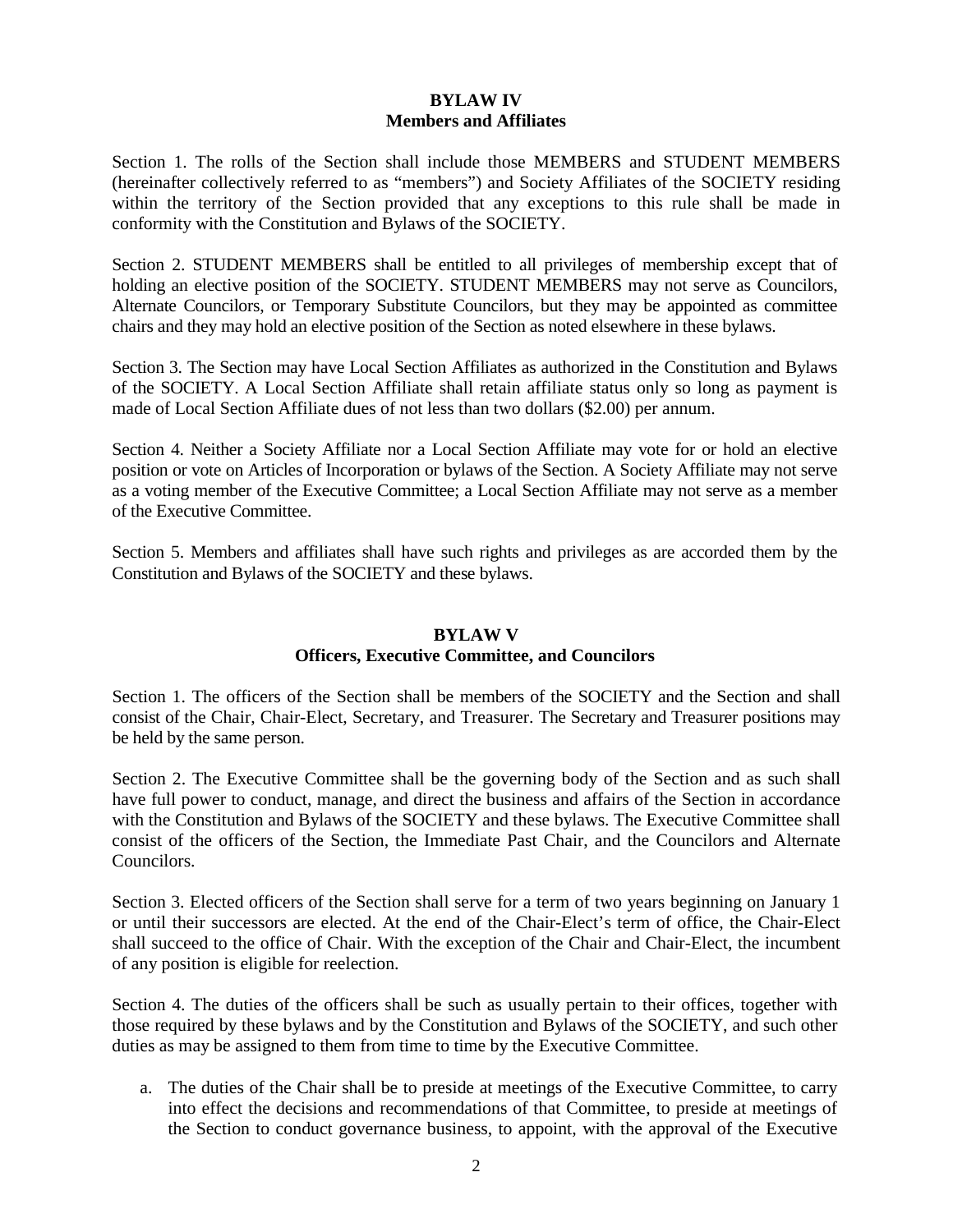## BYLAW IV
## Members and Affiliates

Section 1. The rolls of the Section shall include those MEMBERS and STUDENT MEMBERS (hereinafter collectively referred to as "members") and Society Affiliates of the SOCIETY residing within the territory of the Section provided that any exceptions to this rule shall be made in conformity with the Constitution and Bylaws of the SOCIETY.

Section 2. STUDENT MEMBERS shall be entitled to all privileges of membership except that of holding an elective position of the SOCIETY. STUDENT MEMBERS may not serve as Councilors, Alternate Councilors, or Temporary Substitute Councilors, but they may be appointed as committee chairs and they may hold an elective position of the Section as noted elsewhere in these bylaws.

Section 3. The Section may have Local Section Affiliates as authorized in the Constitution and Bylaws of the SOCIETY. A Local Section Affiliate shall retain affiliate status only so long as payment is made of Local Section Affiliate dues of not less than two dollars ($2.00) per annum.

Section 4. Neither a Society Affiliate nor a Local Section Affiliate may vote for or hold an elective position or vote on Articles of Incorporation or bylaws of the Section. A Society Affiliate may not serve as a voting member of the Executive Committee; a Local Section Affiliate may not serve as a member of the Executive Committee.

Section 5. Members and affiliates shall have such rights and privileges as are accorded them by the Constitution and Bylaws of the SOCIETY and these bylaws.

## BYLAW V
## Officers, Executive Committee, and Councilors

Section 1. The officers of the Section shall be members of the SOCIETY and the Section and shall consist of the Chair, Chair-Elect, Secretary, and Treasurer. The Secretary and Treasurer positions may be held by the same person.

Section 2. The Executive Committee shall be the governing body of the Section and as such shall have full power to conduct, manage, and direct the business and affairs of the Section in accordance with the Constitution and Bylaws of the SOCIETY and these bylaws. The Executive Committee shall consist of the officers of the Section, the Immediate Past Chair, and the Councilors and Alternate Councilors.

Section 3. Elected officers of the Section shall serve for a term of two years beginning on January 1 or until their successors are elected. At the end of the Chair-Elect's term of office, the Chair-Elect shall succeed to the office of Chair. With the exception of the Chair and Chair-Elect, the incumbent of any position is eligible for reelection.

Section 4. The duties of the officers shall be such as usually pertain to their offices, together with those required by these bylaws and by the Constitution and Bylaws of the SOCIETY, and such other duties as may be assigned to them from time to time by the Executive Committee.

a. The duties of the Chair shall be to preside at meetings of the Executive Committee, to carry into effect the decisions and recommendations of that Committee, to preside at meetings of the Section to conduct governance business, to appoint, with the approval of the Executive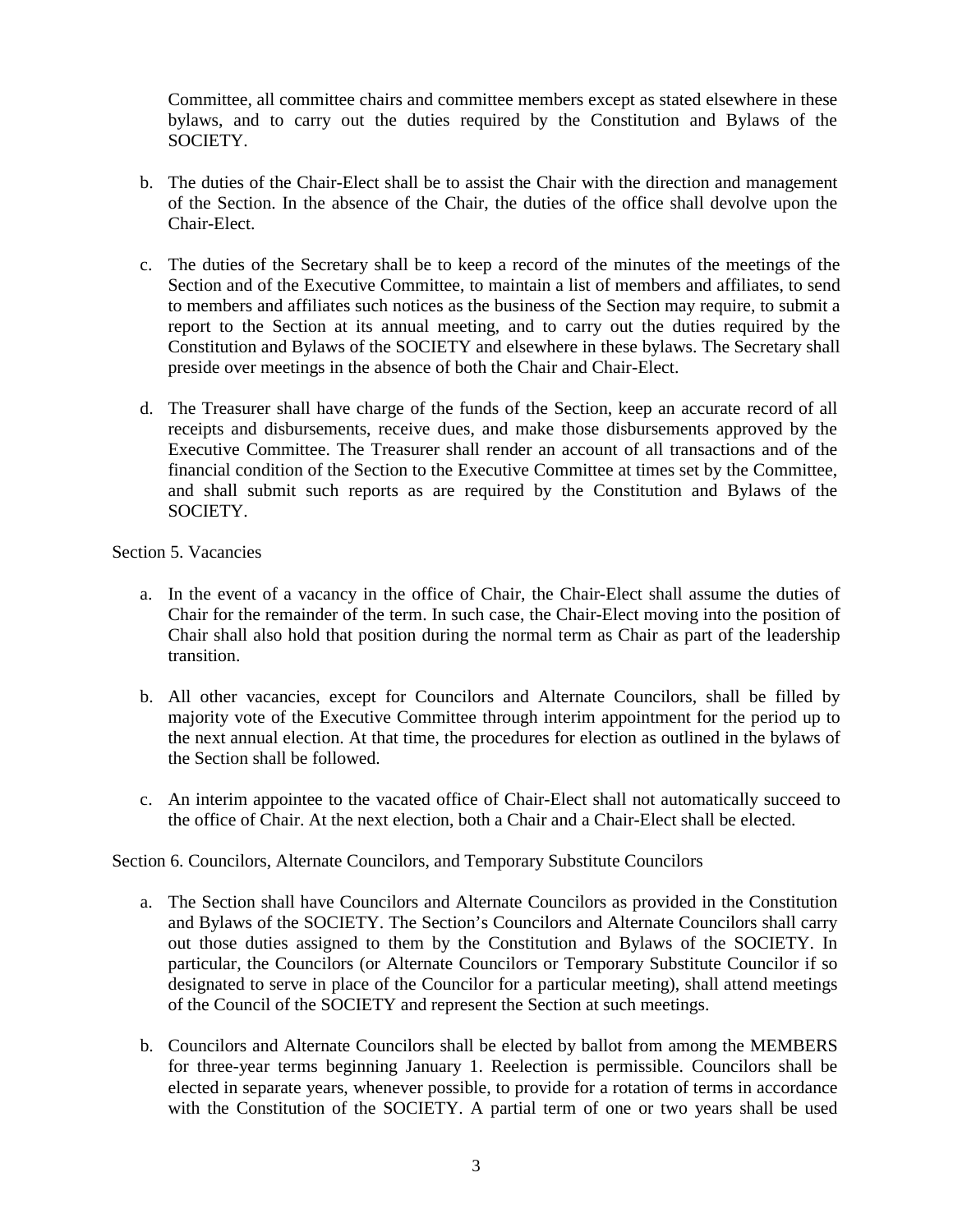Committee, all committee chairs and committee members except as stated elsewhere in these bylaws, and to carry out the duties required by the Constitution and Bylaws of the SOCIETY.

b. The duties of the Chair-Elect shall be to assist the Chair with the direction and management of the Section. In the absence of the Chair, the duties of the office shall devolve upon the Chair-Elect.

c. The duties of the Secretary shall be to keep a record of the minutes of the meetings of the Section and of the Executive Committee, to maintain a list of members and affiliates, to send to members and affiliates such notices as the business of the Section may require, to submit a report to the Section at its annual meeting, and to carry out the duties required by the Constitution and Bylaws of the SOCIETY and elsewhere in these bylaws. The Secretary shall preside over meetings in the absence of both the Chair and Chair-Elect.

d. The Treasurer shall have charge of the funds of the Section, keep an accurate record of all receipts and disbursements, receive dues, and make those disbursements approved by the Executive Committee. The Treasurer shall render an account of all transactions and of the financial condition of the Section to the Executive Committee at times set by the Committee, and shall submit such reports as are required by the Constitution and Bylaws of the SOCIETY.

Section 5. Vacancies

a. In the event of a vacancy in the office of Chair, the Chair-Elect shall assume the duties of Chair for the remainder of the term. In such case, the Chair-Elect moving into the position of Chair shall also hold that position during the normal term as Chair as part of the leadership transition.

b. All other vacancies, except for Councilors and Alternate Councilors, shall be filled by majority vote of the Executive Committee through interim appointment for the period up to the next annual election. At that time, the procedures for election as outlined in the bylaws of the Section shall be followed.

c. An interim appointee to the vacated office of Chair-Elect shall not automatically succeed to the office of Chair. At the next election, both a Chair and a Chair-Elect shall be elected.

Section 6. Councilors, Alternate Councilors, and Temporary Substitute Councilors

a. The Section shall have Councilors and Alternate Councilors as provided in the Constitution and Bylaws of the SOCIETY. The Section's Councilors and Alternate Councilors shall carry out those duties assigned to them by the Constitution and Bylaws of the SOCIETY. In particular, the Councilors (or Alternate Councilors or Temporary Substitute Councilor if so designated to serve in place of the Councilor for a particular meeting), shall attend meetings of the Council of the SOCIETY and represent the Section at such meetings.

b. Councilors and Alternate Councilors shall be elected by ballot from among the MEMBERS for three-year terms beginning January 1. Reelection is permissible. Councilors shall be elected in separate years, whenever possible, to provide for a rotation of terms in accordance with the Constitution of the SOCIETY. A partial term of one or two years shall be used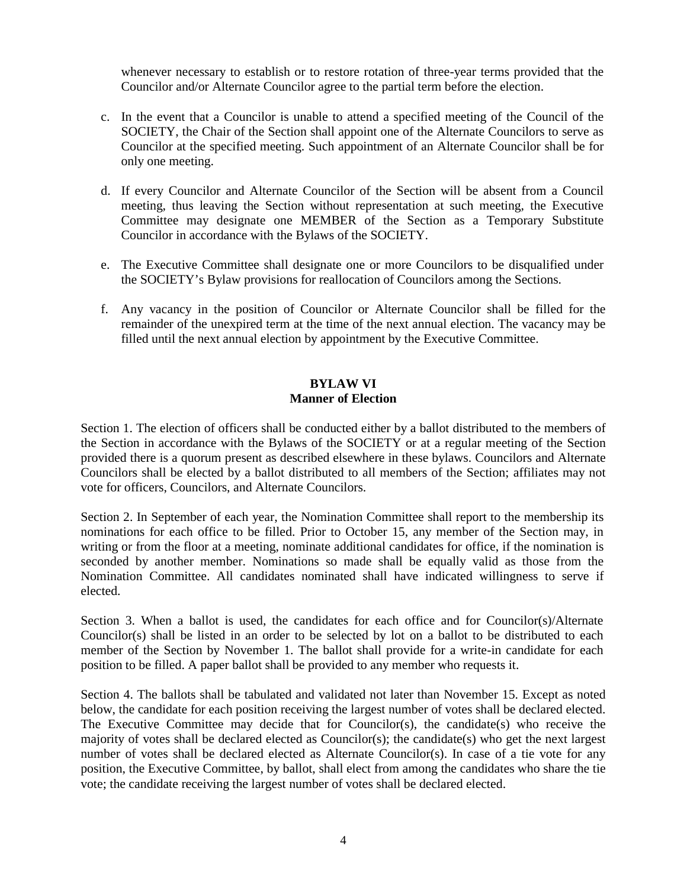whenever necessary to establish or to restore rotation of three-year terms provided that the Councilor and/or Alternate Councilor agree to the partial term before the election.

c. In the event that a Councilor is unable to attend a specified meeting of the Council of the SOCIETY, the Chair of the Section shall appoint one of the Alternate Councilors to serve as Councilor at the specified meeting. Such appointment of an Alternate Councilor shall be for only one meeting.

d. If every Councilor and Alternate Councilor of the Section will be absent from a Council meeting, thus leaving the Section without representation at such meeting, the Executive Committee may designate one MEMBER of the Section as a Temporary Substitute Councilor in accordance with the Bylaws of the SOCIETY.

e. The Executive Committee shall designate one or more Councilors to be disqualified under the SOCIETY's Bylaw provisions for reallocation of Councilors among the Sections.

f. Any vacancy in the position of Councilor or Alternate Councilor shall be filled for the remainder of the unexpired term at the time of the next annual election. The vacancy may be filled until the next annual election by appointment by the Executive Committee.

## BYLAW VI
## Manner of Election

Section 1. The election of officers shall be conducted either by a ballot distributed to the members of the Section in accordance with the Bylaws of the SOCIETY or at a regular meeting of the Section provided there is a quorum present as described elsewhere in these bylaws. Councilors and Alternate Councilors shall be elected by a ballot distributed to all members of the Section; affiliates may not vote for officers, Councilors, and Alternate Councilors.

Section 2. In September of each year, the Nomination Committee shall report to the membership its nominations for each office to be filled. Prior to October 15, any member of the Section may, in writing or from the floor at a meeting, nominate additional candidates for office, if the nomination is seconded by another member. Nominations so made shall be equally valid as those from the Nomination Committee. All candidates nominated shall have indicated willingness to serve if elected.

Section 3. When a ballot is used, the candidates for each office and for Councilor(s)/Alternate Councilor(s) shall be listed in an order to be selected by lot on a ballot to be distributed to each member of the Section by November 1. The ballot shall provide for a write-in candidate for each position to be filled. A paper ballot shall be provided to any member who requests it.

Section 4. The ballots shall be tabulated and validated not later than November 15. Except as noted below, the candidate for each position receiving the largest number of votes shall be declared elected. The Executive Committee may decide that for Councilor(s), the candidate(s) who receive the majority of votes shall be declared elected as Councilor(s); the candidate(s) who get the next largest number of votes shall be declared elected as Alternate Councilor(s). In case of a tie vote for any position, the Executive Committee, by ballot, shall elect from among the candidates who share the tie vote; the candidate receiving the largest number of votes shall be declared elected.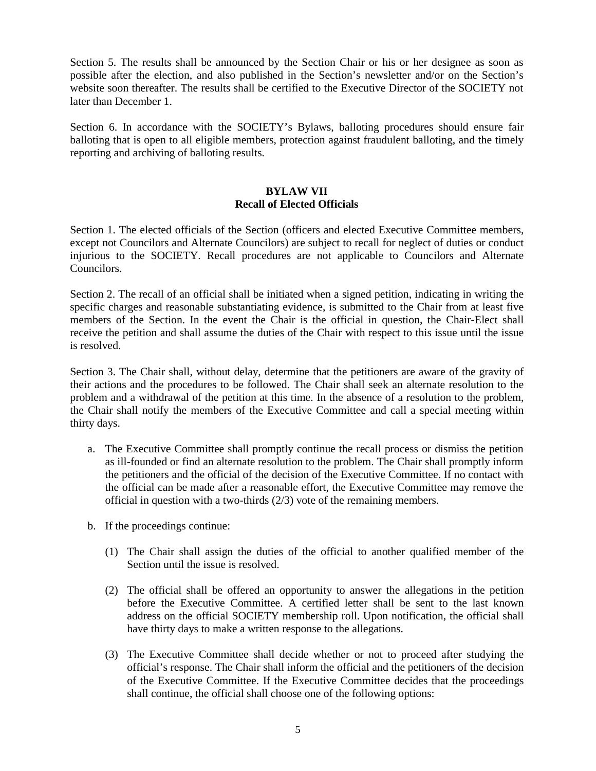Section 5. The results shall be announced by the Section Chair or his or her designee as soon as possible after the election, and also published in the Section's newsletter and/or on the Section's website soon thereafter. The results shall be certified to the Executive Director of the SOCIETY not later than December 1.

Section 6. In accordance with the SOCIETY's Bylaws, balloting procedures should ensure fair balloting that is open to all eligible members, protection against fraudulent balloting, and the timely reporting and archiving of balloting results.

## BYLAW VII
## Recall of Elected Officials

Section 1. The elected officials of the Section (officers and elected Executive Committee members, except not Councilors and Alternate Councilors) are subject to recall for neglect of duties or conduct injurious to the SOCIETY. Recall procedures are not applicable to Councilors and Alternate Councilors.

Section 2. The recall of an official shall be initiated when a signed petition, indicating in writing the specific charges and reasonable substantiating evidence, is submitted to the Chair from at least five members of the Section. In the event the Chair is the official in question, the Chair-Elect shall receive the petition and shall assume the duties of the Chair with respect to this issue until the issue is resolved.

Section 3. The Chair shall, without delay, determine that the petitioners are aware of the gravity of their actions and the procedures to be followed. The Chair shall seek an alternate resolution to the problem and a withdrawal of the petition at this time. In the absence of a resolution to the problem, the Chair shall notify the members of the Executive Committee and call a special meeting within thirty days.

a. The Executive Committee shall promptly continue the recall process or dismiss the petition as ill-founded or find an alternate resolution to the problem. The Chair shall promptly inform the petitioners and the official of the decision of the Executive Committee. If no contact with the official can be made after a reasonable effort, the Executive Committee may remove the official in question with a two-thirds (2/3) vote of the remaining members.

b. If the proceedings continue:

   (1) The Chair shall assign the duties of the official to another qualified member of the Section until the issue is resolved.

   (2) The official shall be offered an opportunity to answer the allegations in the petition before the Executive Committee. A certified letter shall be sent to the last known address on the official SOCIETY membership roll. Upon notification, the official shall have thirty days to make a written response to the allegations.

   (3) The Executive Committee shall decide whether or not to proceed after studying the official's response. The Chair shall inform the official and the petitioners of the decision of the Executive Committee. If the Executive Committee decides that the proceedings shall continue, the official shall choose one of the following options: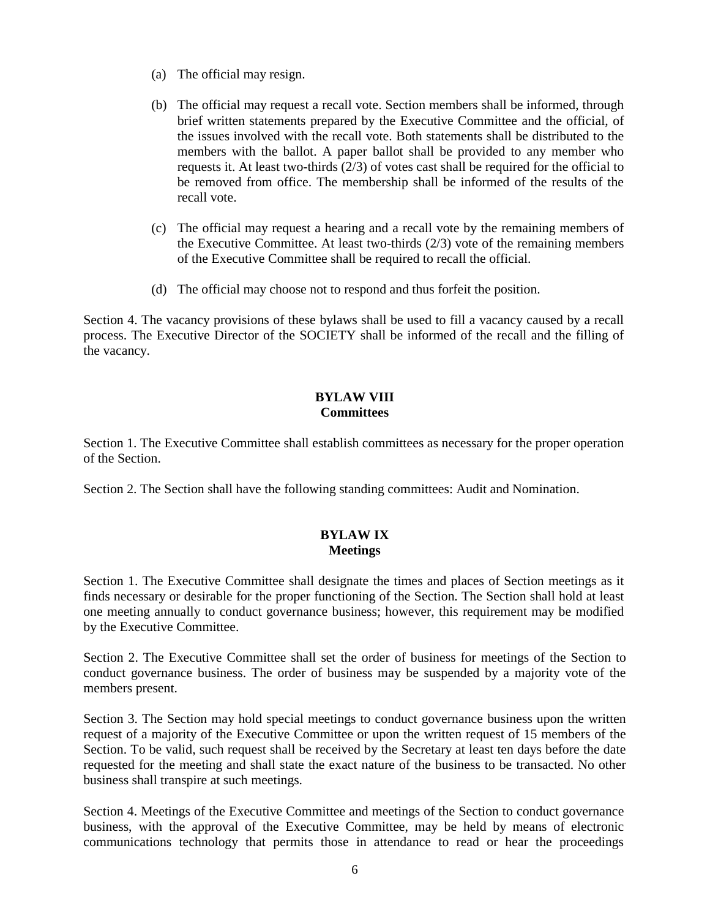(a) The official may resign.

(b) The official may request a recall vote. Section members shall be informed, through brief written statements prepared by the Executive Committee and the official, of the issues involved with the recall vote. Both statements shall be distributed to the members with the ballot. A paper ballot shall be provided to any member who requests it. At least two-thirds (2/3) of votes cast shall be required for the official to be removed from office. The membership shall be informed of the results of the recall vote.

(c) The official may request a hearing and a recall vote by the remaining members of the Executive Committee. At least two-thirds (2/3) vote of the remaining members of the Executive Committee shall be required to recall the official.

(d) The official may choose not to respond and thus forfeit the position.

Section 4. The vacancy provisions of these bylaws shall be used to fill a vacancy caused by a recall process. The Executive Director of the SOCIETY shall be informed of the recall and the filling of the vacancy.

## BYLAW VIII
## Committees

Section 1. The Executive Committee shall establish committees as necessary for the proper operation of the Section.

Section 2. The Section shall have the following standing committees: Audit and Nomination.

## BYLAW IX
## Meetings

Section 1. The Executive Committee shall designate the times and places of Section meetings as it finds necessary or desirable for the proper functioning of the Section. The Section shall hold at least one meeting annually to conduct governance business; however, this requirement may be modified by the Executive Committee.

Section 2. The Executive Committee shall set the order of business for meetings of the Section to conduct governance business. The order of business may be suspended by a majority vote of the members present.

Section 3. The Section may hold special meetings to conduct governance business upon the written request of a majority of the Executive Committee or upon the written request of 15 members of the Section. To be valid, such request shall be received by the Secretary at least ten days before the date requested for the meeting and shall state the exact nature of the business to be transacted. No other business shall transpire at such meetings.

Section 4. Meetings of the Executive Committee and meetings of the Section to conduct governance business, with the approval of the Executive Committee, may be held by means of electronic communications technology that permits those in attendance to read or hear the proceedings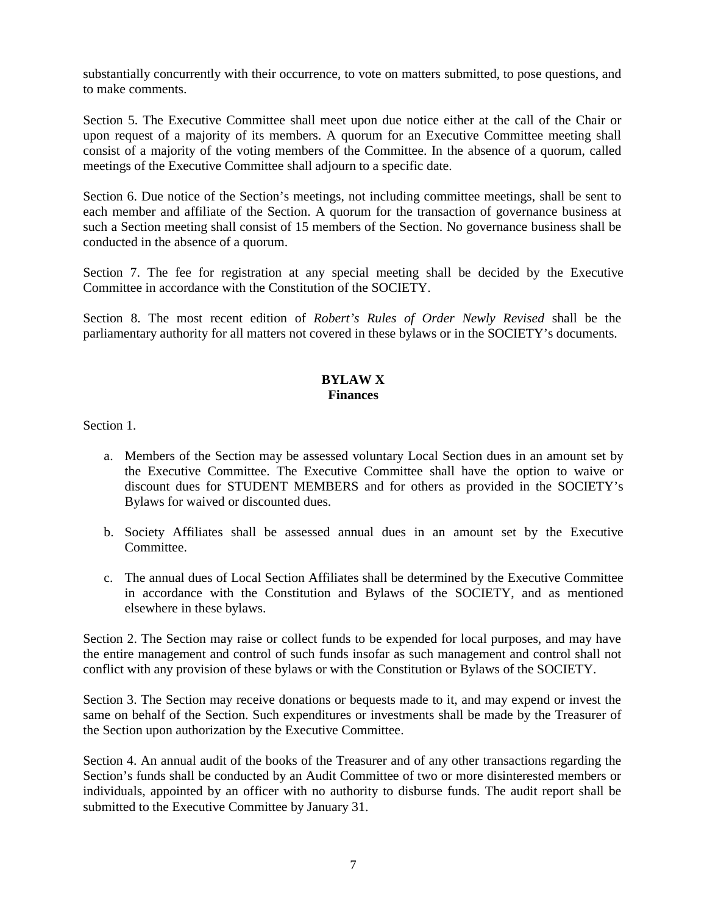substantially concurrently with their occurrence, to vote on matters submitted, to pose questions, and to make comments.

Section 5. The Executive Committee shall meet upon due notice either at the call of the Chair or upon request of a majority of its members. A quorum for an Executive Committee meeting shall consist of a majority of the voting members of the Committee. In the absence of a quorum, called meetings of the Executive Committee shall adjourn to a specific date.

Section 6. Due notice of the Section's meetings, not including committee meetings, shall be sent to each member and affiliate of the Section. A quorum for the transaction of governance business at such a Section meeting shall consist of 15 members of the Section. No governance business shall be conducted in the absence of a quorum.

Section 7. The fee for registration at any special meeting shall be decided by the Executive Committee in accordance with the Constitution of the SOCIETY.

Section 8. The most recent edition of *Robert's Rules of Order Newly Revised* shall be the parliamentary authority for all matters not covered in these bylaws or in the SOCIETY's documents.

## BYLAW X
## Finances

Section 1.

a. Members of the Section may be assessed voluntary Local Section dues in an amount set by the Executive Committee. The Executive Committee shall have the option to waive or discount dues for STUDENT MEMBERS and for others as provided in the SOCIETY's Bylaws for waived or discounted dues.

b. Society Affiliates shall be assessed annual dues in an amount set by the Executive Committee.

c. The annual dues of Local Section Affiliates shall be determined by the Executive Committee in accordance with the Constitution and Bylaws of the SOCIETY, and as mentioned elsewhere in these bylaws.

Section 2. The Section may raise or collect funds to be expended for local purposes, and may have the entire management and control of such funds insofar as such management and control shall not conflict with any provision of these bylaws or with the Constitution or Bylaws of the SOCIETY.

Section 3. The Section may receive donations or bequests made to it, and may expend or invest the same on behalf of the Section. Such expenditures or investments shall be made by the Treasurer of the Section upon authorization by the Executive Committee.

Section 4. An annual audit of the books of the Treasurer and of any other transactions regarding the Section's funds shall be conducted by an Audit Committee of two or more disinterested members or individuals, appointed by an officer with no authority to disburse funds. The audit report shall be submitted to the Executive Committee by January 31.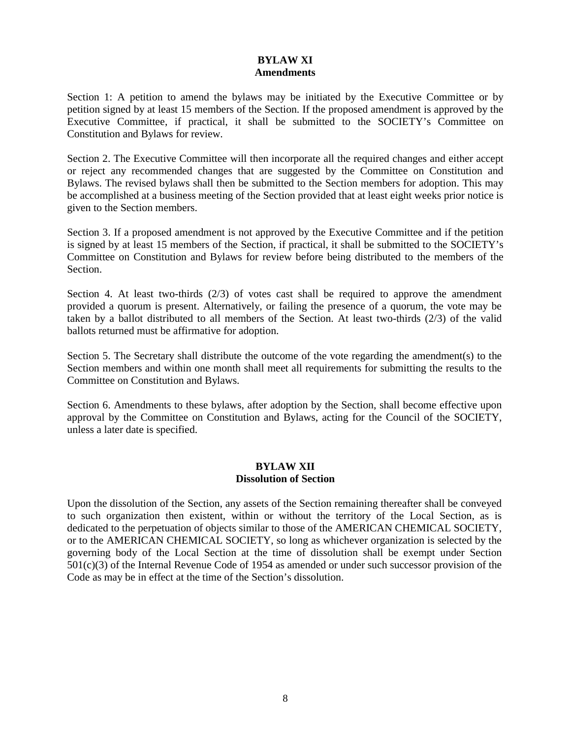## BYLAW XI
### Amendments

Section 1: A petition to amend the bylaws may be initiated by the Executive Committee or by petition signed by at least 15 members of the Section. If the proposed amendment is approved by the Executive Committee, if practical, it shall be submitted to the SOCIETY's Committee on Constitution and Bylaws for review.

Section 2. The Executive Committee will then incorporate all the required changes and either accept or reject any recommended changes that are suggested by the Committee on Constitution and Bylaws. The revised bylaws shall then be submitted to the Section members for adoption. This may be accomplished at a business meeting of the Section provided that at least eight weeks prior notice is given to the Section members.

Section 3. If a proposed amendment is not approved by the Executive Committee and if the petition is signed by at least 15 members of the Section, if practical, it shall be submitted to the SOCIETY's Committee on Constitution and Bylaws for review before being distributed to the members of the Section.

Section 4. At least two-thirds (2/3) of votes cast shall be required to approve the amendment provided a quorum is present. Alternatively, or failing the presence of a quorum, the vote may be taken by a ballot distributed to all members of the Section. At least two-thirds (2/3) of the valid ballots returned must be affirmative for adoption.

Section 5. The Secretary shall distribute the outcome of the vote regarding the amendment(s) to the Section members and within one month shall meet all requirements for submitting the results to the Committee on Constitution and Bylaws.

Section 6. Amendments to these bylaws, after adoption by the Section, shall become effective upon approval by the Committee on Constitution and Bylaws, acting for the Council of the SOCIETY, unless a later date is specified.

## BYLAW XII
### Dissolution of Section

Upon the dissolution of the Section, any assets of the Section remaining thereafter shall be conveyed to such organization then existent, within or without the territory of the Local Section, as is dedicated to the perpetuation of objects similar to those of the AMERICAN CHEMICAL SOCIETY, or to the AMERICAN CHEMICAL SOCIETY, so long as whichever organization is selected by the governing body of the Local Section at the time of dissolution shall be exempt under Section 501(c)(3) of the Internal Revenue Code of 1954 as amended or under such successor provision of the Code as may be in effect at the time of the Section's dissolution.